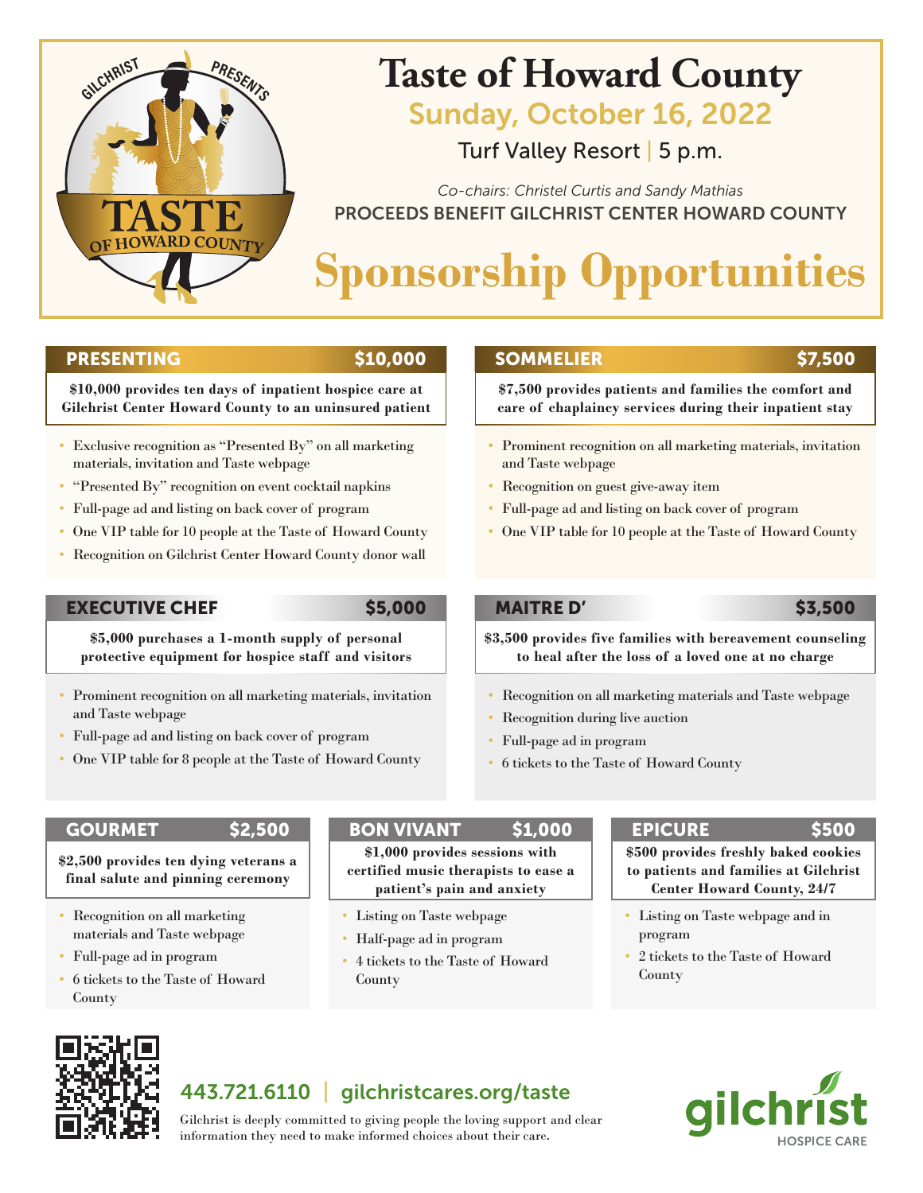GILCHRIST PRESENTS

TASTE OF HOWARD COUNTY

# Taste of Howard County

## Sunday, October 16, 2022

Turf Valley Resort | 5 p.m.

*Co-chairs: Christel Curtis and Sandy Mathias*

PROCEEDS BENEFIT GILCHRIST CENTER HOWARD COUNTY

# Sponsorship Opportunities

### PRESENTING — $10,000

**$10,000 provides ten days of inpatient hospice care at Gilchrist Center Howard County to an uninsured patient**

- Exclusive recognition as "Presented By" on all marketing materials, invitation and Taste webpage
- "Presented By" recognition on event cocktail napkins
- Full-page ad and listing on back cover of program
- One VIP table for 10 people at the Taste of Howard County
- Recognition on Gilchrist Center Howard County donor wall

### SOMMELIER — $7,500

**$7,500 provides patients and families the comfort and care of chaplaincy services during their inpatient stay**

- Prominent recognition on all marketing materials, invitation and Taste webpage
- Recognition on guest give-away item
- Full-page ad and listing on back cover of program
- One VIP table for 10 people at the Taste of Howard County

### EXECUTIVE CHEF — $5,000

**$5,000 purchases a 1-month supply of personal protective equipment for hospice staff and visitors**

- Prominent recognition on all marketing materials, invitation and Taste webpage
- Full-page ad and listing on back cover of program
- One VIP table for 8 people at the Taste of Howard County

### MAITRE D' — $3,500

**$3,500 provides five families with bereavement counseling to heal after the loss of a loved one at no charge**

- Recognition on all marketing materials and Taste webpage
- Recognition during live auction
- Full-page ad in program
- 6 tickets to the Taste of Howard County

### GOURMET — $2,500

**$2,500 provides ten dying veterans a final salute and pinning ceremony**

- Recognition on all marketing materials and Taste webpage
- Full-page ad in program
- 6 tickets to the Taste of Howard County

### BON VIVANT — $1,000

**$1,000 provides sessions with certified music therapists to ease a patient's pain and anxiety**

- Listing on Taste webpage
- Half-page ad in program
- 4 tickets to the Taste of Howard County

### EPICURE — $500

**$500 provides freshly baked cookies to patients and families at Gilchrist Center Howard County, 24/7**

- Listing on Taste webpage and in program
- 2 tickets to the Taste of Howard County

443.721.6110 | gilchristcares.org/taste

Gilchrist is deeply committed to giving people the loving support and clear information they need to make informed choices about their care.

gilchrist HOSPICE CARE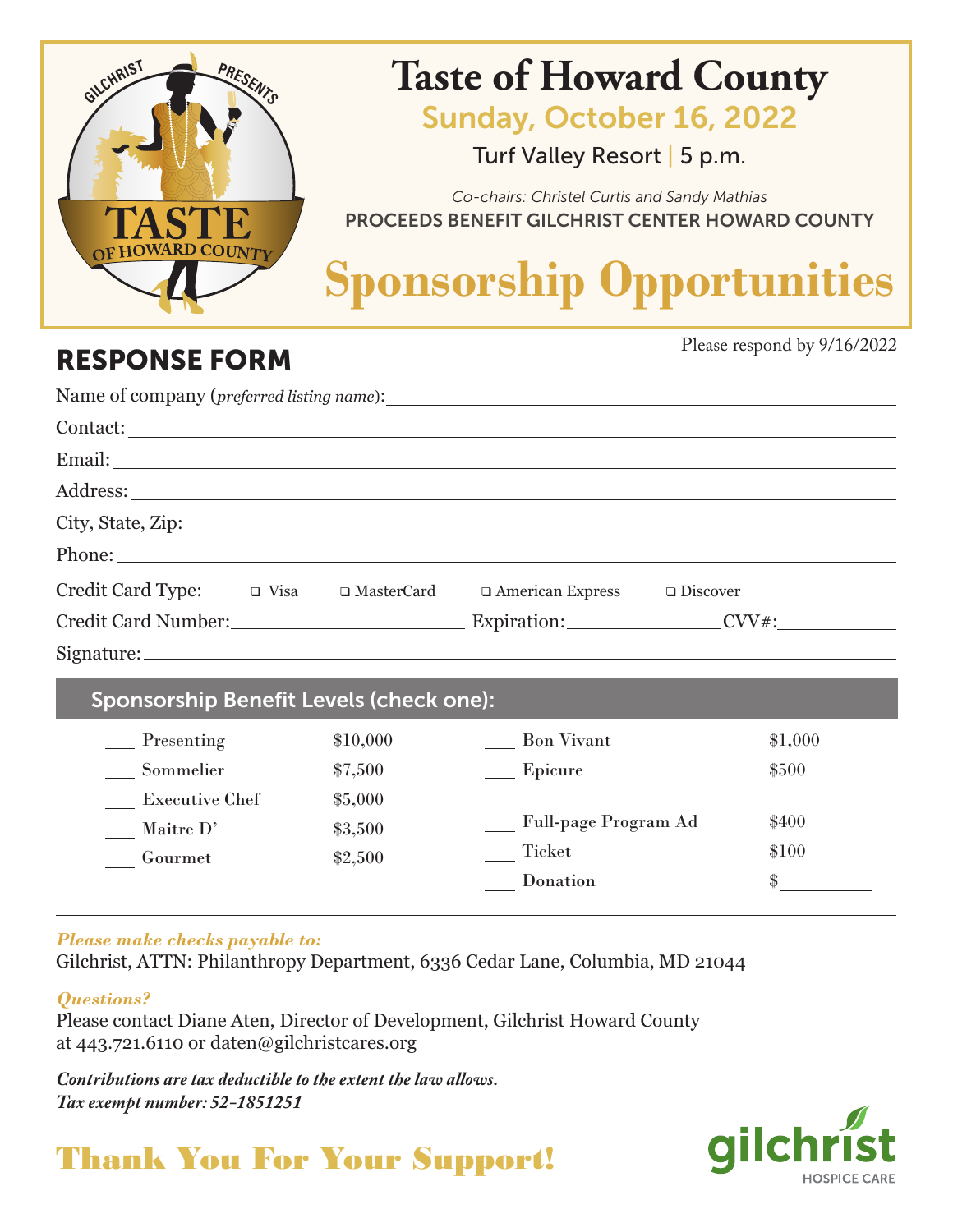GILCHRIST PRESENTS TASTE OF HOWARD COUNTY

# Taste of Howard County

**Sunday, October 16, 2022**

Turf Valley Resort | 5 p.m.

*Co-chairs: Christel Curtis and Sandy Mathias*

PROCEEDS BENEFIT GILCHRIST CENTER HOWARD COUNTY

# Sponsorship Opportunities

## RESPONSE FORM

Please respond by 9/16/2022

Name of company (*preferred listing name*): ____________________

Contact: ____________________

Email: ____________________

Address: ____________________

City, State, Zip: ____________________

Phone: ____________________

Credit Card Type: ❑ Visa ❑ MasterCard ❑ American Express ❑ Discover

Credit Card Number: ____________ Expiration: ____________ CVV#: ____________

Signature: ____________________

### Sponsorship Benefit Levels (check one):

| | | | |
|---|---|---|---|
| ___ Presenting | $10,000 | ___ Bon Vivant | $1,000 |
| ___ Sommelier | $7,500 | ___ Epicure | $500 |
| ___ Executive Chef | $5,000 | | |
| ___ Maitre D' | $3,500 | ___ Full-page Program Ad | $400 |
| ___ Gourmet | $2,500 | ___ Ticket | $100 |
| | | ___ Donation | $ ________ |

***Please make checks payable to:***

Gilchrist, ATTN: Philanthropy Department, 6336 Cedar Lane, Columbia, MD 21044

***Questions?***

Please contact Diane Aten, Director of Development, Gilchrist Howard County at 443.721.6110 or daten@gilchristcares.org

***Contributions are tax deductible to the extent the law allows.***
***Tax exempt number: 52-1851251***

## Thank You For Your Support!

gilchrist HOSPICE CARE